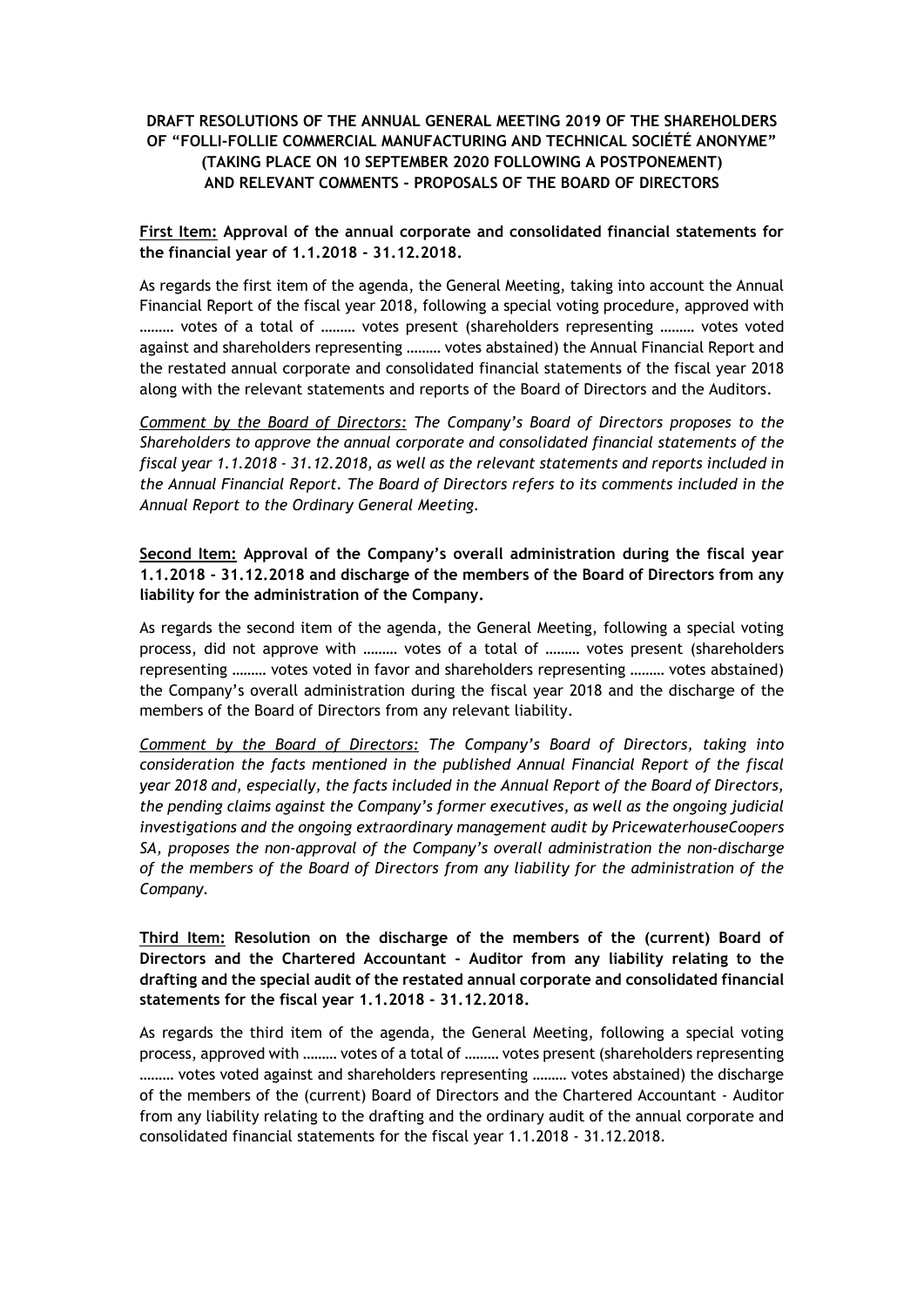**DRAFT RESOLUTIONS OF THE ANNUAL GENERAL MEETING 2019 OF THE SHAREHOLDERS OF "FOLLI-FOLLIE COMMERCIAL MANUFACTURING AND TECHNICAL SOCIÉTÉ ANONYME" (TAKING PLACE ON 10 SEPTEMBER 2020 FOLLOWING A POSTPONEMENT) AND RELEVANT COMMENTS – PROPOSALS OF THE BOARD OF DIRECTORS**

**First Item: Approval of the annual corporate and consolidated financial statements for the financial year of 1.1.2018 – 31.12.2018.**

As regards the first item of the agenda, the General Meeting, taking into account the Annual Financial Report of the fiscal year 2018, following a special voting procedure, approved with ……… votes of a total of ……… votes present (shareholders representing ……… votes voted against and shareholders representing ……… votes abstained) the Annual Financial Report and the restated annual corporate and consolidated financial statements of the fiscal year 2018 along with the relevant statements and reports of the Board of Directors and the Auditors.

*Comment by the Board of Directors: The Company's Board of Directors proposes to the Shareholders to approve the annual corporate and consolidated financial statements of the fiscal year 1.1.2018 – 31.12.2018, as well as the relevant statements and reports included in the Annual Financial Report. The Board of Directors refers to its comments included in the Annual Report to the Ordinary General Meeting.*

**Second Item: Approval of the Company's overall administration during the fiscal year 1.1.2018 – 31.12.2018 and discharge of the members of the Board of Directors from any liability for the administration of the Company.**

As regards the second item of the agenda, the General Meeting, following a special voting process, did not approve with ……… votes of a total of ……… votes present (shareholders representing ……… votes voted in favor and shareholders representing ……… votes abstained) the Company's overall administration during the fiscal year 2018 and the discharge of the members of the Board of Directors from any relevant liability.

*Comment by the Board of Directors: The Company's Board of Directors, taking into consideration the facts mentioned in the published Annual Financial Report of the fiscal year 2018 and, especially, the facts included in the Annual Report of the Board of Directors, the pending claims against the Company's former executives, as well as the ongoing judicial investigations and the ongoing extraordinary management audit by PricewaterhouseCoopers SA, proposes the non-approval of the Company's overall administration the non-discharge of the members of the Board of Directors from any liability for the administration of the Company.*

**Third Item: Resolution on the discharge of the members of the (current) Board of Directors and the Chartered Accountant – Auditor from any liability relating to the drafting and the special audit of the restated annual corporate and consolidated financial statements for the fiscal year 1.1.2018 – 31.12.2018.**

As regards the third item of the agenda, the General Meeting, following a special voting process, approved with ……… votes of a total of ……… votes present (shareholders representing ……… votes voted against and shareholders representing ……… votes abstained) the discharge of the members of the (current) Board of Directors and the Chartered Accountant - Auditor from any liability relating to the drafting and the ordinary audit of the annual corporate and consolidated financial statements for the fiscal year 1.1.2018 - 31.12.2018.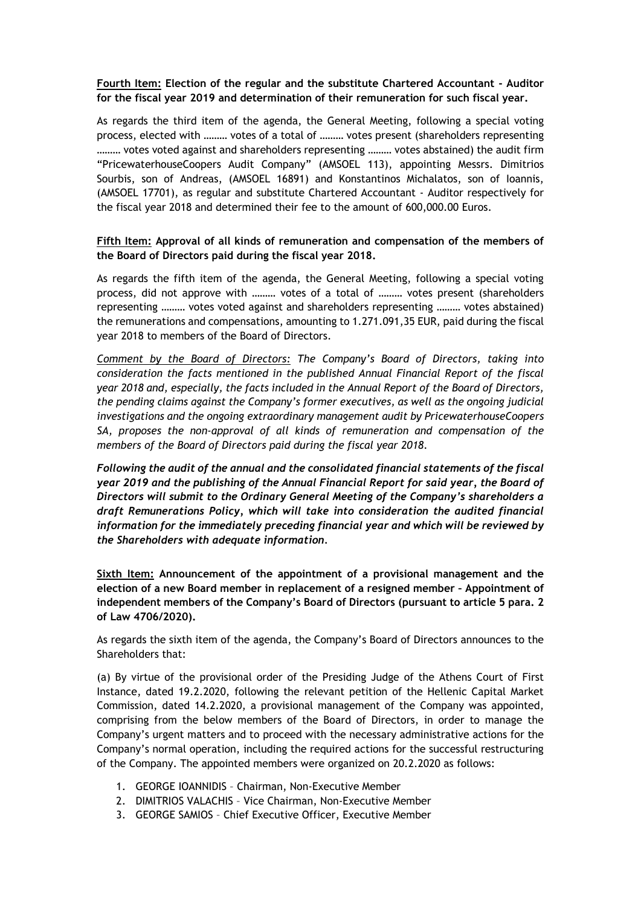**Fourth Item: Election of the regular and the substitute Chartered Accountant - Auditor for the fiscal year 2019 and determination of their remuneration for such fiscal year.**

As regards the third item of the agenda, the General Meeting, following a special voting process, elected with ……… votes of a total of ……… votes present (shareholders representing ……… votes voted against and shareholders representing ……… votes abstained) the audit firm "PricewaterhouseCoopers Audit Company" (AMSOEL 113), appointing Messrs. Dimitrios Sourbis, son of Andreas, (AMSOEL 16891) and Konstantinos Michalatos, son of Ioannis, (AMSOEL 17701), as regular and substitute Chartered Accountant - Auditor respectively for the fiscal year 2018 and determined their fee to the amount of 600,000.00 Euros.

**Fifth Item: Approval of all kinds of remuneration and compensation of the members of the Board of Directors paid during the fiscal year 2018.**

As regards the fifth item of the agenda, the General Meeting, following a special voting process, did not approve with ……… votes of a total of ……… votes present (shareholders representing ……… votes voted against and shareholders representing ……… votes abstained) the remunerations and compensations, amounting to 1.271.091,35 EUR, paid during the fiscal year 2018 to members of the Board of Directors.

*Comment by the Board of Directors: The Company's Board of Directors, taking into consideration the facts mentioned in the published Annual Financial Report of the fiscal year 2018 and, especially, the facts included in the Annual Report of the Board of Directors, the pending claims against the Company's former executives, as well as the ongoing judicial investigations and the ongoing extraordinary management audit by PricewaterhouseCoopers SA, proposes the non-approval of all kinds of remuneration and compensation of the members of the Board of Directors paid during the fiscal year 2018.*

***Following the audit of the annual and the consolidated financial statements of the fiscal year 2019 and the publishing of the Annual Financial Report for said year, the Board of Directors will submit to the Ordinary General Meeting of the Company's shareholders a draft Remunerations Policy, which will take into consideration the audited financial information for the immediately preceding financial year and which will be reviewed by the Shareholders with adequate information.***

**Sixth Item: Announcement of the appointment of a provisional management and the election of a new Board member in replacement of a resigned member – Appointment of independent members of the Company's Board of Directors (pursuant to article 5 para. 2 of Law 4706/2020).**

As regards the sixth item of the agenda, the Company's Board of Directors announces to the Shareholders that:

(a) By virtue of the provisional order of the Presiding Judge of the Athens Court of First Instance, dated 19.2.2020, following the relevant petition of the Hellenic Capital Market Commission, dated 14.2.2020, a provisional management of the Company was appointed, comprising from the below members of the Board of Directors, in order to manage the Company's urgent matters and to proceed with the necessary administrative actions for the Company's normal operation, including the required actions for the successful restructuring of the Company. The appointed members were organized on 20.2.2020 as follows:

1. GEORGE IOANNIDIS – Chairman, Non-Executive Member
2. DIMITRIOS VALACHIS – Vice Chairman, Non-Executive Member
3. GEORGE SAMIOS – Chief Executive Officer, Executive Member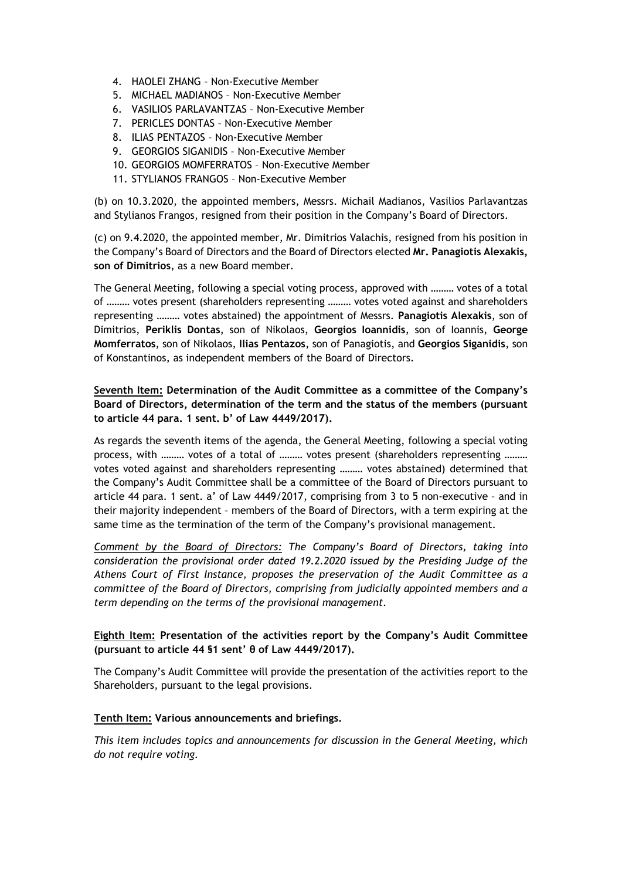4. HAOLEI ZHANG – Non-Executive Member
5. MICHAEL MADIANOS – Non-Executive Member
6. VASILIOS PARLAVANTZAS – Non-Executive Member
7. PERICLES DONTAS – Non-Executive Member
8. ILIAS PENTAZOS – Non-Executive Member
9. GEORGIOS SIGANIDIS – Non-Executive Member
10. GEORGIOS MOMFERRATOS – Non-Executive Member
11. STYLIANOS FRANGOS – Non-Executive Member

(b) on 10.3.2020, the appointed members, Messrs. Michail Madianos, Vasilios Parlavantzas and Stylianos Frangos, resigned from their position in the Company's Board of Directors.

(c) on 9.4.2020, the appointed member, Mr. Dimitrios Valachis, resigned from his position in the Company's Board of Directors and the Board of Directors elected **Mr. Panagiotis Alexakis, son of Dimitrios**, as a new Board member.

The General Meeting, following a special voting process, approved with ……… votes of a total of ……… votes present (shareholders representing ……… votes voted against and shareholders representing ……… votes abstained) the appointment of Messrs. **Panagiotis Alexakis**, son of Dimitrios, **Periklis Dontas**, son of Nikolaos, **Georgios Ioannidis**, son of Ioannis, **George Momferratos**, son of Nikolaos, **Ilias Pentazos**, son of Panagiotis, and **Georgios Siganidis**, son of Konstantinos, as independent members of the Board of Directors.

**<u>Seventh Item:</u> Determination of the Audit Committee as a committee of the Company's Board of Directors, determination of the term and the status of the members (pursuant to article 44 para. 1 sent. b' of Law 4449/2017).**

As regards the seventh items of the agenda, the General Meeting, following a special voting process, with ……… votes of a total of ……… votes present (shareholders representing ……… votes voted against and shareholders representing ……… votes abstained) determined that the Company's Audit Committee shall be a committee of the Board of Directors pursuant to article 44 para. 1 sent. a' of Law 4449/2017, comprising from 3 to 5 non-executive – and in their majority independent – members of the Board of Directors, with a term expiring at the same time as the termination of the term of the Company's provisional management.

*<u>Comment by the Board of Directors:</u> The Company's Board of Directors, taking into consideration the provisional order dated 19.2.2020 issued by the Presiding Judge of the Athens Court of First Instance, proposes the preservation of the Audit Committee as a committee of the Board of Directors, comprising from judicially appointed members and a term depending on the terms of the provisional management.*

**<u>Eighth Item:</u> Presentation of the activities report by the Company's Audit Committee (pursuant to article 44 §1 sent' θ of Law 4449/2017).**

The Company's Audit Committee will provide the presentation of the activities report to the Shareholders, pursuant to the legal provisions.

**<u>Tenth Item:</u> Various announcements and briefings.**

*This item includes topics and announcements for discussion in the General Meeting, which do not require voting.*